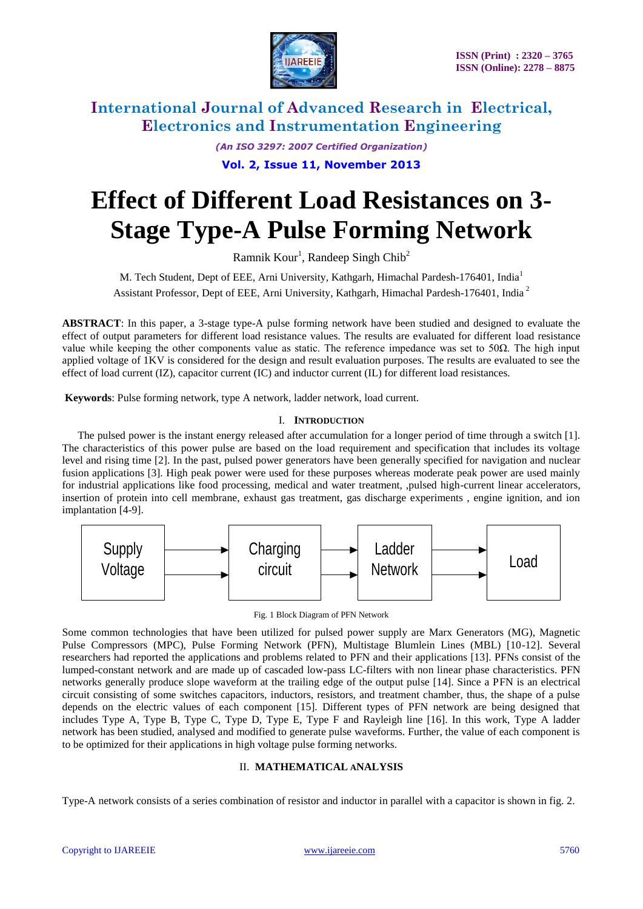# Effect of Different Load Resistances on 3-Stage Type-A Pulse Forming Network

Ramnik Kour[1], Randeep Singh Chib[2]

M. Tech Student, Dept of EEE, Arni University, Kathgarh, Himachal Pardesh-176401, India[1]

Assistant Professor, Dept of EEE, Arni University, Kathgarh, Himachal Pardesh-176401, India [2]

**ABSTRACT**: In this paper, a 3-stage type-A pulse forming network have been studied and designed to evaluate the effect of output parameters for different load resistance values. The results are evaluated for different load resistance value while keeping the other components value as static. The reference impedance was set to 50Ω. The high input applied voltage of 1KV is considered for the design and result evaluation purposes. The results are evaluated to see the effect of load current (IZ), capacitor current (IC) and inductor current (IL) for different load resistances.

**Keywords**: Pulse forming network, type A network, ladder network, load current.

## I. INTRODUCTION

The pulsed power is the instant energy released after accumulation for a longer period of time through a switch [1]. The characteristics of this power pulse are based on the load requirement and specification that includes its voltage level and rising time [2]. In the past, pulsed power generators have been generally specified for navigation and nuclear fusion applications [3]. High peak power were used for these purposes whereas moderate peak power are used mainly for industrial applications like food processing, medical and water treatment, ,pulsed high-current linear accelerators, insertion of protein into cell membrane, exhaust gas treatment, gas discharge experiments , engine ignition, and ion implantation [4-9].

Supply Voltage → Charging circuit → Ladder Network → Load

Fig. 1 Block Diagram of PFN Network

Some common technologies that have been utilized for pulsed power supply are Marx Generators (MG), Magnetic Pulse Compressors (MPC), Pulse Forming Network (PFN), Multistage Blumlein Lines (MBL) [10-12]. Several researchers had reported the applications and problems related to PFN and their applications [13]. PFNs consist of the lumped-constant network and are made up of cascaded low-pass LC-filters with non linear phase characteristics. PFN networks generally produce slope waveform at the trailing edge of the output pulse [14]. Since a PFN is an electrical circuit consisting of some switches capacitors, inductors, resistors, and treatment chamber, thus, the shape of a pulse depends on the electric values of each component [15]. Different types of PFN network are being designed that includes Type A, Type B, Type C, Type D, Type E, Type F and Rayleigh line [16]. In this work, Type A ladder network has been studied, analysed and modified to generate pulse waveforms. Further, the value of each component is to be optimized for their applications in high voltage pulse forming networks.

## II. MATHEMATICAL ANALYSIS

Type-A network consists of a series combination of resistor and inductor in parallel with a capacitor is shown in fig. 2.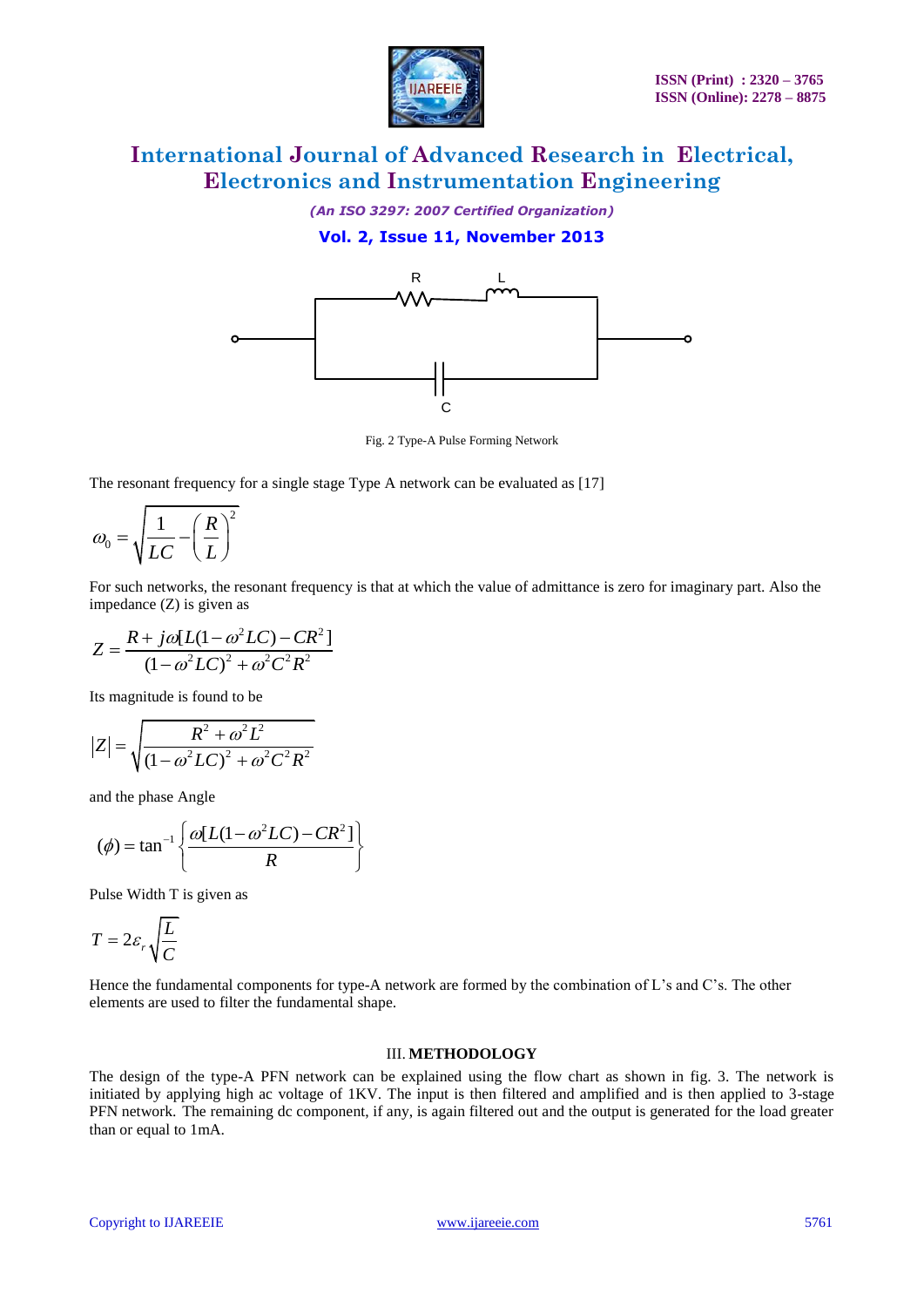Fig. 2 Type-A Pulse Forming Network

The resonant frequency for a single stage Type A network can be evaluated as [17]

$$\omega_0 = \sqrt{\frac{1}{LC} - \left(\frac{R}{L}\right)^2}$$

For such networks, the resonant frequency is that at which the value of admittance is zero for imaginary part. Also the impedance (Z) is given as

$$Z = \frac{R + j\omega[L(1-\omega^2 LC) - CR^2]}{(1-\omega^2 LC)^2 + \omega^2 C^2 R^2}$$

Its magnitude is found to be

$$|Z| = \sqrt{\frac{R^2 + \omega^2 L^2}{(1-\omega^2 LC)^2 + \omega^2 C^2 R^2}}$$

and the phase Angle

$$(\phi) = \tan^{-1}\left\{\frac{\omega[L(1-\omega^2 LC) - CR^2]}{R}\right\}$$

Pulse Width T is given as

$$T = 2\varepsilon_r \sqrt{\frac{L}{C}}$$

Hence the fundamental components for type-A network are formed by the combination of L's and C's. The other elements are used to filter the fundamental shape.

## III. METHODOLOGY

The design of the type-A PFN network can be explained using the flow chart as shown in fig. 3. The network is initiated by applying high ac voltage of 1KV. The input is then filtered and amplified and is then applied to 3-stage PFN network. The remaining dc component, if any, is again filtered out and the output is generated for the load greater than or equal to 1mA.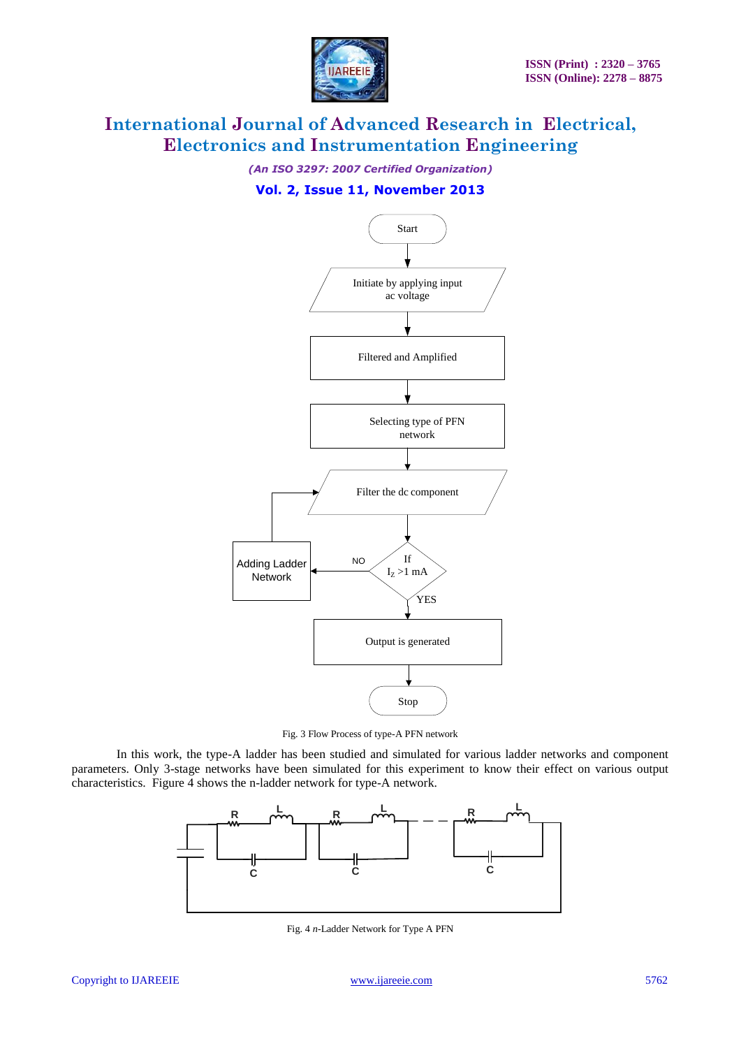Fig. 3 Flow Process of type-A PFN network

In this work, the type-A ladder has been studied and simulated for various ladder networks and component parameters. Only 3-stage networks have been simulated for this experiment to know their effect on various output characteristics. Figure 4 shows the n-ladder network for type-A network.

Fig. 4 *n*-Ladder Network for Type A PFN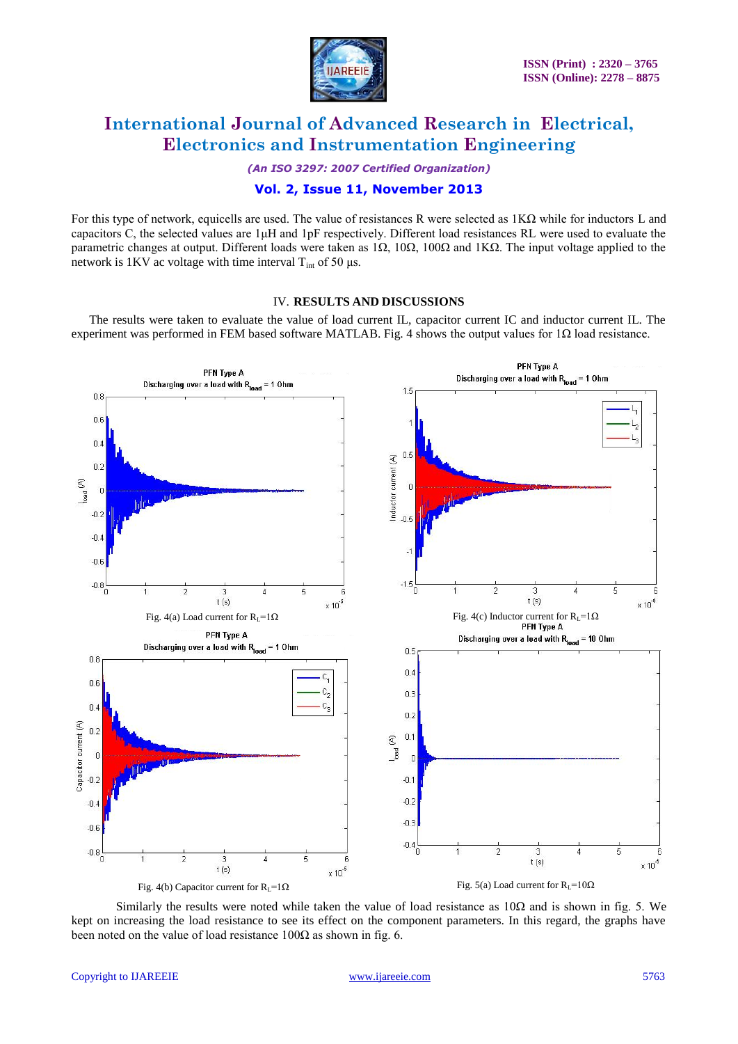For this type of network, equicells are used. The value of resistances R were selected as 1KΩ while for inductors L and capacitors C, the selected values are 1µH and 1pF respectively. Different load resistances RL were used to evaluate the parametric changes at output. Different loads were taken as 1Ω, 10Ω, 100Ω and 1KΩ. The input voltage applied to the network is 1KV ac voltage with time interval $T_{int}$ of 50 µs.

## IV. RESULTS AND DISCUSSIONS

The results were taken to evaluate the value of load current IL, capacitor current IC and inductor current IL. The experiment was performed in FEM based software MATLAB. Fig. 4 shows the output values for 1Ω load resistance.

Fig. 4(a) Load current for $R_L$=1Ω

Fig. 4(c) Inductor current for $R_L$=1Ω

Fig. 4(b) Capacitor current for $R_L$=1Ω

Fig. 5(a) Load current for $R_L$=10Ω

Similarly the results were noted while taken the value of load resistance as 10Ω and is shown in fig. 5. We kept on increasing the load resistance to see its effect on the component parameters. In this regard, the graphs have been noted on the value of load resistance 100Ω as shown in fig. 6.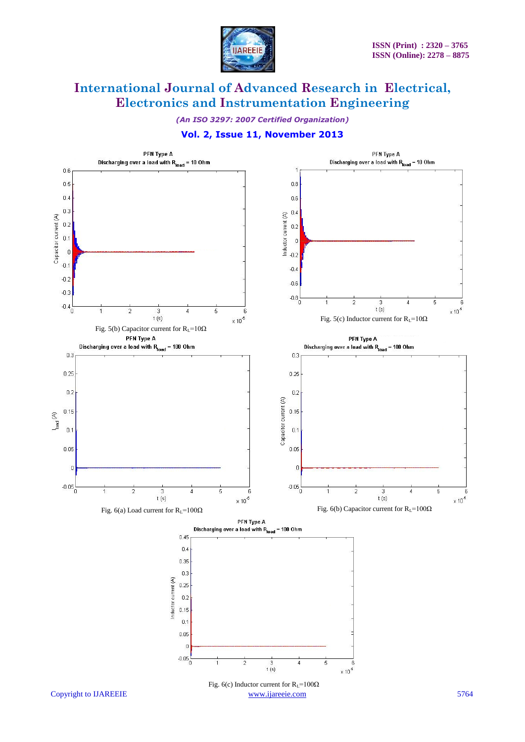Fig. 5(b) Capacitor current for $R_L$=10Ω

Fig. 5(c) Inductor current for $R_L$=10Ω

Fig. 6(a) Load current for $R_L$=100Ω

Fig. 6(b) Capacitor current for $R_L$=100Ω

Fig. 6(c) Inductor current for $R_L$=100Ω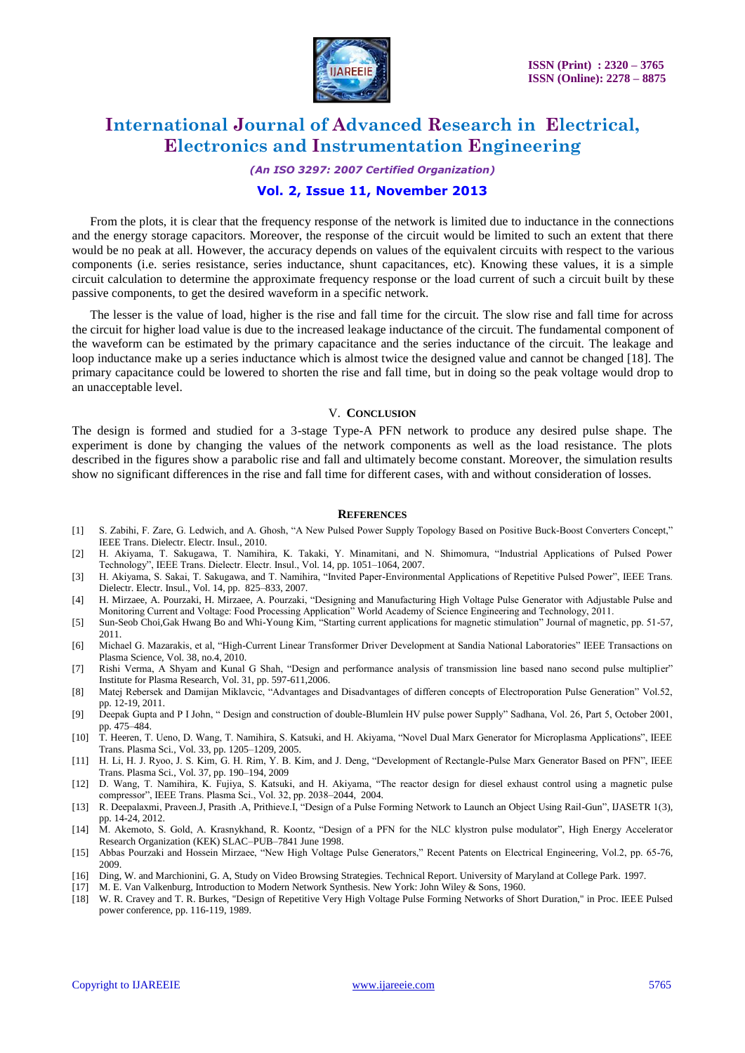From the plots, it is clear that the frequency response of the network is limited due to inductance in the connections and the energy storage capacitors. Moreover, the response of the circuit would be limited to such an extent that there would be no peak at all. However, the accuracy depends on values of the equivalent circuits with respect to the various components (i.e. series resistance, series inductance, shunt capacitances, etc). Knowing these values, it is a simple circuit calculation to determine the approximate frequency response or the load current of such a circuit built by these passive components, to get the desired waveform in a specific network.

The lesser is the value of load, higher is the rise and fall time for the circuit. The slow rise and fall time for across the circuit for higher load value is due to the increased leakage inductance of the circuit. The fundamental component of the waveform can be estimated by the primary capacitance and the series inductance of the circuit. The leakage and loop inductance make up a series inductance which is almost twice the designed value and cannot be changed [18]. The primary capacitance could be lowered to shorten the rise and fall time, but in doing so the peak voltage would drop to an unacceptable level.

## V. CONCLUSION

The design is formed and studied for a 3-stage Type-A PFN network to produce any desired pulse shape. The experiment is done by changing the values of the network components as well as the load resistance. The plots described in the figures show a parabolic rise and fall and ultimately become constant. Moreover, the simulation results show no significant differences in the rise and fall time for different cases, with and without consideration of losses.

## REFERENCES

[1] S. Zabihi, F. Zare, G. Ledwich, and A. Ghosh, "A New Pulsed Power Supply Topology Based on Positive Buck-Boost Converters Concept," IEEE Trans. Dielectr. Electr. Insul., 2010.

[2] H. Akiyama, T. Sakugawa, T. Namihira, K. Takaki, Y. Minamitani, and N. Shimomura, "Industrial Applications of Pulsed Power Technology", IEEE Trans. Dielectr. Electr. Insul., Vol. 14, pp. 1051–1064, 2007.

[3] H. Akiyama, S. Sakai, T. Sakugawa, and T. Namihira, "Invited Paper-Environmental Applications of Repetitive Pulsed Power" IEEE Trans. Dielectr. Electr. Insul., Vol. 14, pp. 825–833, 2007.

[4] H. Mirzaee, A. Pourzaki, H. Mirzaee, A. Pourzaki, "Designing and Manufacturing High Voltage Pulse Generator with Adjustable Pulse and Monitoring Current and Voltage: Food Processing Application" World Academy of Science Engineering and Technology, 2011.

[5] Sun-Seob Choi,Gak Hwang Bo and Whi-Young Kim, "Starting current applications for magnetic stimulation" Journal of magnetic, pp. 51-57, 2011.

[6] Michael G. Mazarakis, et al, "High-Current Linear Transformer Driver Development at Sandia National Laboratories" IEEE Transactions on Plasma Science, Vol. 38, no.4, 2010.

[7] Rishi Verma, A Shyam and Kunal G Shah, "Design and performance analysis of transmission line based nano second pulse multiplier" Institute for Plasma Research, Vol. 31, pp. 597-611,2006.

[8] Matej Rebersek and Damijan Miklavcic, "Advantages and Disadvantages of differen concepts of Electroporation Pulse Generation" Vol.52, pp. 12-19, 2011.

[9] Deepak Gupta and P I John, " Design and construction of double-Blumlein HV pulse power Supply" Sadhana, Vol. 26, Part 5, October 2001, pp. 475–484.

[10] T. Heeren, T. Ueno, D. Wang, T. Namihira, S. Katsuki, and H. Akiyama, "Novel Dual Marx Generator for Microplasma Applications", IEEE Trans. Plasma Sci., Vol. 33, pp. 1205–1209, 2005.

[11] H. Li, H. J. Ryoo, J. S. Kim, G. H. Rim, Y. B. Kim, and J. Deng, "Development of Rectangle-Pulse Marx Generator Based on PFN", IEEE Trans. Plasma Sci., Vol. 37, pp. 190–194, 2009

[12] D. Wang, T. Namihira, K. Fujiya, S. Katsuki, and H. Akiyama, "The reactor design for diesel exhaust control using a magnetic pulse compressor", IEEE Trans. Plasma Sci., Vol. 32, pp. 2038–2044, 2004.

[13] R. Deepalaxmi, Praveen.J, Prasith .A, Prithieve.I, "Design of a Pulse Forming Network to Launch an Object Using Rail-Gun", IJASETR 1(3), pp. 14-24, 2012.

[14] M. Akemoto, S. Gold, A. Krasnykhand, R. Koontz, "Design of a PFN for the NLC klystron pulse modulator", High Energy Accelerator Research Organization (KEK) SLAC–PUB–7841 June 1998.

[15] Abbas Pourzaki and Hossein Mirzaee, "New High Voltage Pulse Generators," Recent Patents on Electrical Engineering, Vol.2, pp. 65-76, 2009.

[16] Ding, W. and Marchionini, G. A, Study on Video Browsing Strategies. Technical Report. University of Maryland at College Park. 1997.

[17] M. E. Van Valkenburg, Introduction to Modern Network Synthesis. New York: John Wiley & Sons, 1960.

[18] W. R. Cravey and T. R. Burkes, "Design of Repetitive Very High Voltage Pulse Forming Networks of Short Duration," in Proc. IEEE Pulsed power conference, pp. 116-119, 1989.